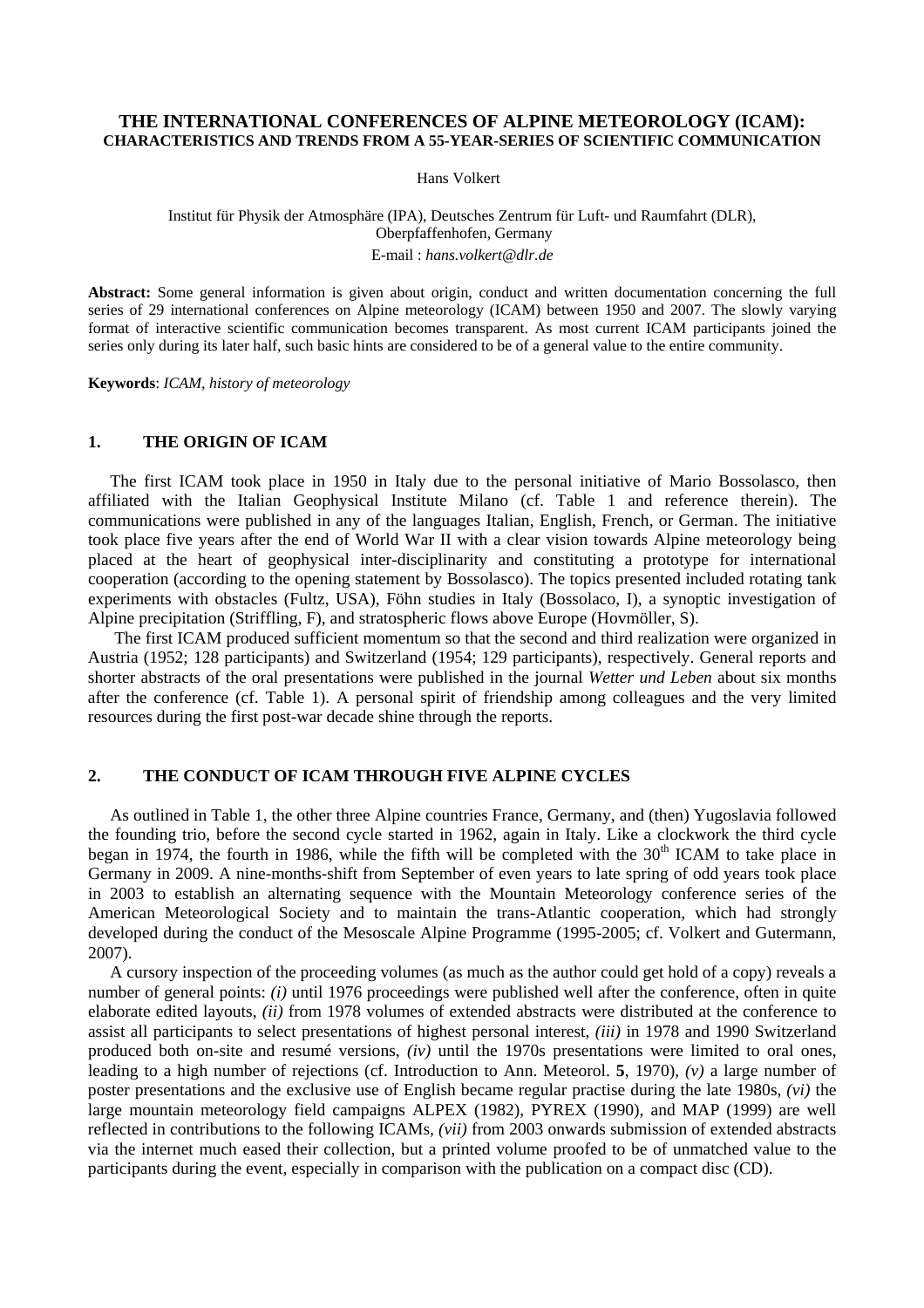# THE INTERNATIONAL CONFERENCES OF ALPINE METEOROLOGY (ICAM): CHARACTERISTICS AND TRENDS FROM A 55-YEAR-SERIES OF SCIENTIFIC COMMUNICATION

Hans Volkert

Institut für Physik der Atmosphäre (IPA), Deutsches Zentrum für Luft- und Raumfahrt (DLR), Oberpfaffenhofen, Germany
E-mail : *hans.volkert@dlr.de*

**Abstract:** Some general information is given about origin, conduct and written documentation concerning the full series of 29 international conferences on Alpine meteorology (ICAM) between 1950 and 2007. The slowly varying format of interactive scientific communication becomes transparent. As most current ICAM participants joined the series only during its later half, such basic hints are considered to be of a general value to the entire community.

**Keywords**: *ICAM, history of meteorology*

## 1. THE ORIGIN OF ICAM

The first ICAM took place in 1950 in Italy due to the personal initiative of Mario Bossolasco, then affiliated with the Italian Geophysical Institute Milano (cf. Table 1 and reference therein). The communications were published in any of the languages Italian, English, French, or German. The initiative took place five years after the end of World War II with a clear vision towards Alpine meteorology being placed at the heart of geophysical inter-disciplinarity and constituting a prototype for international cooperation (according to the opening statement by Bossolasco). The topics presented included rotating tank experiments with obstacles (Fultz, USA), Föhn studies in Italy (Bossolaco, I), a synoptic investigation of Alpine precipitation (Striffling, F), and stratospheric flows above Europe (Hovmöller, S).

The first ICAM produced sufficient momentum so that the second and third realization were organized in Austria (1952; 128 participants) and Switzerland (1954; 129 participants), respectively. General reports and shorter abstracts of the oral presentations were published in the journal *Wetter und Leben* about six months after the conference (cf. Table 1). A personal spirit of friendship among colleagues and the very limited resources during the first post-war decade shine through the reports.

## 2. THE CONDUCT OF ICAM THROUGH FIVE ALPINE CYCLES

As outlined in Table 1, the other three Alpine countries France, Germany, and (then) Yugoslavia followed the founding trio, before the second cycle started in 1962, again in Italy. Like a clockwork the third cycle began in 1974, the fourth in 1986, while the fifth will be completed with the 30th ICAM to take place in Germany in 2009. A nine-months-shift from September of even years to late spring of odd years took place in 2003 to establish an alternating sequence with the Mountain Meteorology conference series of the American Meteorological Society and to maintain the trans-Atlantic cooperation, which had strongly developed during the conduct of the Mesoscale Alpine Programme (1995-2005; cf. Volkert and Gutermann, 2007).

A cursory inspection of the proceeding volumes (as much as the author could get hold of a copy) reveals a number of general points: *(i)* until 1976 proceedings were published well after the conference, often in quite elaborate edited layouts, *(ii)* from 1978 volumes of extended abstracts were distributed at the conference to assist all participants to select presentations of highest personal interest, *(iii)* in 1978 and 1990 Switzerland produced both on-site and resumé versions, *(iv)* until the 1970s presentations were limited to oral ones, leading to a high number of rejections (cf. Introduction to Ann. Meteorol. **5**, 1970), *(v)* a large number of poster presentations and the exclusive use of English became regular practise during the late 1980s, *(vi)* the large mountain meteorology field campaigns ALPEX (1982), PYREX (1990), and MAP (1999) are well reflected in contributions to the following ICAMs, *(vii)* from 2003 onwards submission of extended abstracts via the internet much eased their collection, but a printed volume proofed to be of unmatched value to the participants during the event, especially in comparison with the publication on a compact disc (CD).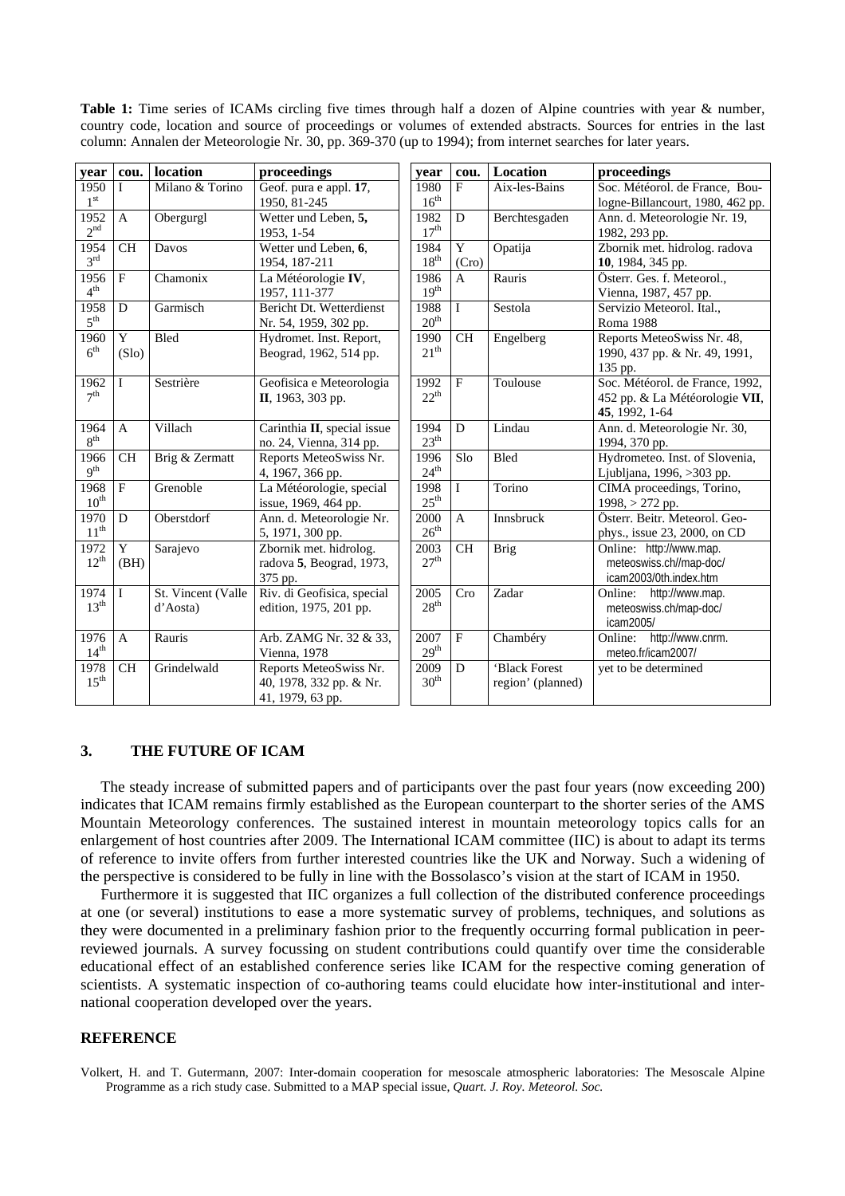**Table 1:** Time series of ICAMs circling five times through half a dozen of Alpine countries with year & number, country code, location and source of proceedings or volumes of extended abstracts. Sources for entries in the last column: Annalen der Meteorologie Nr. 30, pp. 369-370 (up to 1994); from internet searches for later years.

| year | cou. | location | proceedings |
|---|---|---|---|
| 1950 1st | I | Milano & Torino | Geof. pura e appl. **17**, 1950, 81-245 |
| 1952 2nd | A | Obergurgl | Wetter und Leben, **5,** 1953, 1-54 |
| 1954 3rd | CH | Davos | Wetter und Leben, **6**, 1954, 187-211 |
| 1956 4th | F | Chamonix | La Météorologie **IV**, 1957, 111-377 |
| 1958 5th | D | Garmisch | Bericht Dt. Wetterdienst Nr. 54, 1959, 302 pp. |
| 1960 6th | Y (Slo) | Bled | Hydromet. Inst. Report, Beograd, 1962, 514 pp. |
| 1962 7th | I | Sestrière | Geofisica e Meteorologia **II**, 1963, 303 pp. |
| 1964 8th | A | Villach | Carinthia **II**, special issue no. 24, Vienna, 314 pp. |
| 1966 9th | CH | Brig & Zermatt | Reports MeteoSwiss Nr. 4, 1967, 366 pp. |
| 1968 10th | F | Grenoble | La Météorologie, special issue, 1969, 464 pp. |
| 1970 11th | D | Oberstdorf | Ann. d. Meteorologie Nr. 5, 1971, 300 pp. |
| 1972 12th | Y (BH) | Sarajevo | Zbornik met. hidrolog. radova **5**, Beograd, 1973, 375 pp. |
| 1974 13th | I | St. Vincent (Valle d'Aosta) | Riv. di Geofisica, special edition, 1975, 201 pp. |
| 1976 14th | A | Rauris | Arb. ZAMG Nr. 32 & 33, Vienna, 1978 |
| 1978 15th | CH | Grindelwald | Reports MeteoSwiss Nr. 40, 1978, 332 pp. & Nr. 41, 1979, 63 pp. |
| 1980 16th | F | Aix-les-Bains | Soc. Météorol. de France, Boulogne-Billancourt, 1980, 462 pp. |
| 1982 17th | D | Berchtesgaden | Ann. d. Meteorologie Nr. 19, 1982, 293 pp. |
| 1984 18th | Y (Cro) | Opatija | Zbornik met. hidrolog. radova **10**, 1984, 345 pp. |
| 1986 19th | A | Rauris | Österr. Ges. f. Meteorol., Vienna, 1987, 457 pp. |
| 1988 20th | I | Sestola | Servizio Meteorol. Ital., Roma 1988 |
| 1990 21st | CH | Engelberg | Reports MeteoSwiss Nr. 48, 1990, 437 pp. & Nr. 49, 1991, 135 pp. |
| 1992 22nd | F | Toulouse | Soc. Météorol. de France, 1992, 452 pp. & La Météorologie **VII**, **45**, 1992, 1-64 |
| 1994 23rd | D | Lindau | Ann. d. Meteorologie Nr. 30, 1994, 370 pp. |
| 1996 24th | Slo | Bled | Hydrometeo. Inst. of Slovenia, Ljubljana, 1996, >303 pp. |
| 1998 25th | I | Torino | CIMA proceedings, Torino, 1998, > 272 pp. |
| 2000 26th | A | Innsbruck | Österr. Beitr. Meteorol. Geophys., issue 23, 2000, on CD |
| 2003 27th | CH | Brig | Online: http://www.map.meteoswiss.ch//map-doc/icam2003/0th.index.htm |
| 2005 28th | Cro | Zadar | Online: http://www.map.meteoswiss.ch/map-doc/icam2005/ |
| 2007 29th | F | Chambéry | Online: http://www.cnrm.meteo.fr/icam2007/ |
| 2009 30th | D | 'Black Forest region' (planned) | yet to be determined |

## 3. THE FUTURE OF ICAM

The steady increase of submitted papers and of participants over the past four years (now exceeding 200) indicates that ICAM remains firmly established as the European counterpart to the shorter series of the AMS Mountain Meteorology conferences. The sustained interest in mountain meteorology topics calls for an enlargement of host countries after 2009. The International ICAM committee (IIC) is about to adapt its terms of reference to invite offers from further interested countries like the UK and Norway. Such a widening of the perspective is considered to be fully in line with the Bossolasco's vision at the start of ICAM in 1950.

Furthermore it is suggested that IIC organizes a full collection of the distributed conference proceedings at one (or several) institutions to ease a more systematic survey of problems, techniques, and solutions as they were documented in a preliminary fashion prior to the frequently occurring formal publication in peer-reviewed journals. A survey focussing on student contributions could quantify over time the considerable educational effect of an established conference series like ICAM for the respective coming generation of scientists. A systematic inspection of co-authoring teams could elucidate how inter-institutional and international cooperation developed over the years.

## REFERENCE

Volkert, H. and T. Gutermann, 2007: Inter-domain cooperation for mesoscale atmospheric laboratories: The Mesoscale Alpine Programme as a rich study case. Submitted to a MAP special issue, *Quart. J. Roy. Meteorol. Soc.*